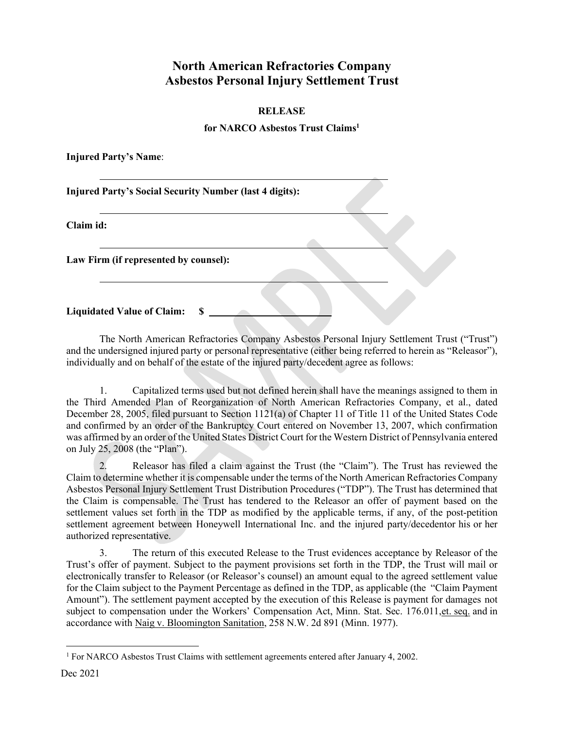# North American Refractories Company
# Asbestos Personal Injury Settlement Trust

### RELEASE

### for NARCO Asbestos Trust Claims[1]

**Injured Party's Name**:

\_\_\_\_\_\_\_\_\_\_\_\_\_\_\_\_\_\_\_\_\_\_\_\_\_\_\_\_\_\_\_\_\_\_\_\_\_\_\_\_\_\_\_\_

**Injured Party's Social Security Number (last 4 digits):**

\_\_\_\_\_\_\_\_\_\_\_\_\_\_\_\_\_\_\_\_\_\_\_\_\_\_\_\_\_\_\_\_\_\_\_\_\_\_\_\_\_\_\_\_

**Claim id:**

\_\_\_\_\_\_\_\_\_\_\_\_\_\_\_\_\_\_\_\_\_\_\_\_\_\_\_\_\_\_\_\_\_\_\_\_\_\_\_\_\_\_\_\_

**Law Firm (if represented by counsel):**

\_\_\_\_\_\_\_\_\_\_\_\_\_\_\_\_\_\_\_\_\_\_\_\_\_\_\_\_\_\_\_\_\_\_\_\_\_\_\_\_\_\_\_\_

**Liquidated Value of Claim: $** \_\_\_\_\_\_\_\_\_\_\_\_\_\_\_\_\_\_\_\_\_\_\_\_

The North American Refractories Company Asbestos Personal Injury Settlement Trust ("Trust") and the undersigned injured party or personal representative (either being referred to herein as "Releasor"), individually and on behalf of the estate of the injured party/decedent agree as follows:

1. Capitalized terms used but not defined herein shall have the meanings assigned to them in the Third Amended Plan of Reorganization of North American Refractories Company, et al., dated December 28, 2005, filed pursuant to Section 1121(a) of Chapter 11 of Title 11 of the United States Code and confirmed by an order of the Bankruptcy Court entered on November 13, 2007, which confirmation was affirmed by an order of the United States District Court for the Western District of Pennsylvania entered on July 25, 2008 (the "Plan").

2. Releasor has filed a claim against the Trust (the "Claim"). The Trust has reviewed the Claim to determine whether it is compensable under the terms of the North American Refractories Company Asbestos Personal Injury Settlement Trust Distribution Procedures ("TDP"). The Trust has determined that the Claim is compensable. The Trust has tendered to the Releasor an offer of payment based on the settlement values set forth in the TDP as modified by the applicable terms, if any, of the post-petition settlement agreement between Honeywell International Inc. and the injured party/decedentor his or her authorized representative.

3. The return of this executed Release to the Trust evidences acceptance by Releasor of the Trust's offer of payment. Subject to the payment provisions set forth in the TDP, the Trust will mail or electronically transfer to Releasor (or Releasor's counsel) an amount equal to the agreed settlement value for the Claim subject to the Payment Percentage as defined in the TDP, as applicable (the "Claim Payment Amount"). The settlement payment accepted by the execution of this Release is payment for damages not subject to compensation under the Workers' Compensation Act, Minn. Stat. Sec. 176.011,et. seq. and in accordance with Naig v. Bloomington Sanitation, 258 N.W. 2d 891 (Minn. 1977).

[1] For NARCO Asbestos Trust Claims with settlement agreements entered after January 4, 2002.

Dec 2021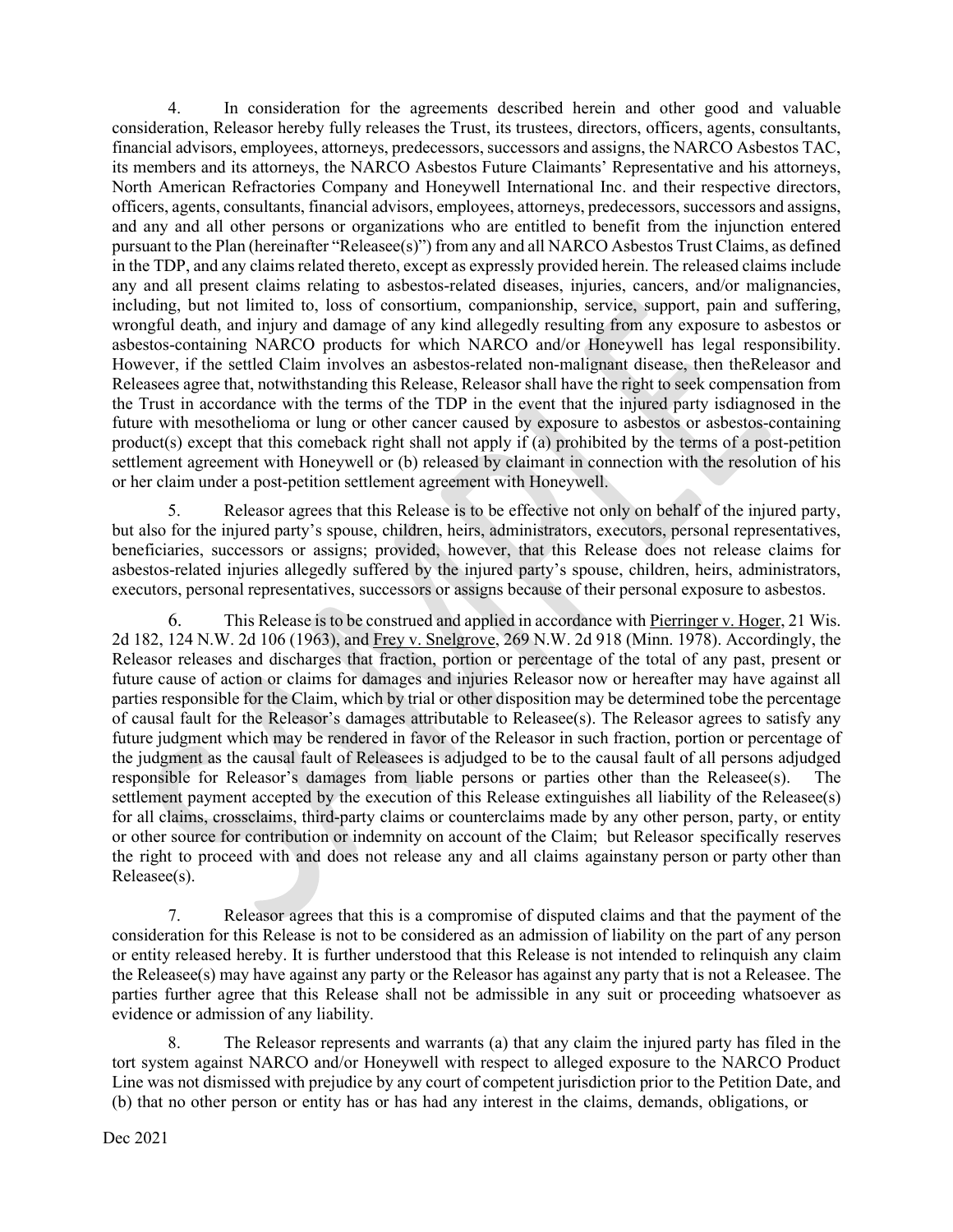4. In consideration for the agreements described herein and other good and valuable consideration, Releasor hereby fully releases the Trust, its trustees, directors, officers, agents, consultants, financial advisors, employees, attorneys, predecessors, successors and assigns, the NARCO Asbestos TAC, its members and its attorneys, the NARCO Asbestos Future Claimants' Representative and his attorneys, North American Refractories Company and Honeywell International Inc. and their respective directors, officers, agents, consultants, financial advisors, employees, attorneys, predecessors, successors and assigns, and any and all other persons or organizations who are entitled to benefit from the injunction entered pursuant to the Plan (hereinafter "Releasee(s)") from any and all NARCO Asbestos Trust Claims, as defined in the TDP, and any claims related thereto, except as expressly provided herein. The released claims include any and all present claims relating to asbestos-related diseases, injuries, cancers, and/or malignancies, including, but not limited to, loss of consortium, companionship, service, support, pain and suffering, wrongful death, and injury and damage of any kind allegedly resulting from any exposure to asbestos or asbestos-containing NARCO products for which NARCO and/or Honeywell has legal responsibility. However, if the settled Claim involves an asbestos-related non-malignant disease, then theReleasor and Releasees agree that, notwithstanding this Release, Releasor shall have the right to seek compensation from the Trust in accordance with the terms of the TDP in the event that the injured party isdiagnosed in the future with mesothelioma or lung or other cancer caused by exposure to asbestos or asbestos-containing product(s) except that this comeback right shall not apply if (a) prohibited by the terms of a post-petition settlement agreement with Honeywell or (b) released by claimant in connection with the resolution of his or her claim under a post-petition settlement agreement with Honeywell.

5. Releasor agrees that this Release is to be effective not only on behalf of the injured party, but also for the injured party's spouse, children, heirs, administrators, executors, personal representatives, beneficiaries, successors or assigns; provided, however, that this Release does not release claims for asbestos-related injuries allegedly suffered by the injured party's spouse, children, heirs, administrators, executors, personal representatives, successors or assigns because of their personal exposure to asbestos.

6. This Release is to be construed and applied in accordance with Pierringer v. Hoger, 21 Wis. 2d 182, 124 N.W. 2d 106 (1963), and Frey v. Snelgrove, 269 N.W. 2d 918 (Minn. 1978). Accordingly, the Releasor releases and discharges that fraction, portion or percentage of the total of any past, present or future cause of action or claims for damages and injuries Releasor now or hereafter may have against all parties responsible for the Claim, which by trial or other disposition may be determined tobe the percentage of causal fault for the Releasor's damages attributable to Releasee(s). The Releasor agrees to satisfy any future judgment which may be rendered in favor of the Releasor in such fraction, portion or percentage of the judgment as the causal fault of Releasees is adjudged to be to the causal fault of all persons adjudged responsible for Releasor's damages from liable persons or parties other than the Releasee(s). The settlement payment accepted by the execution of this Release extinguishes all liability of the Releasee(s) for all claims, crossclaims, third-party claims or counterclaims made by any other person, party, or entity or other source for contribution or indemnity on account of the Claim; but Releasor specifically reserves the right to proceed with and does not release any and all claims againstany person or party other than Releasee(s).

7. Releasor agrees that this is a compromise of disputed claims and that the payment of the consideration for this Release is not to be considered as an admission of liability on the part of any person or entity released hereby. It is further understood that this Release is not intended to relinquish any claim the Releasee(s) may have against any party or the Releasor has against any party that is not a Releasee. The parties further agree that this Release shall not be admissible in any suit or proceeding whatsoever as evidence or admission of any liability.

8. The Releasor represents and warrants (a) that any claim the injured party has filed in the tort system against NARCO and/or Honeywell with respect to alleged exposure to the NARCO Product Line was not dismissed with prejudice by any court of competent jurisdiction prior to the Petition Date, and (b) that no other person or entity has or has had any interest in the claims, demands, obligations, or

Dec 2021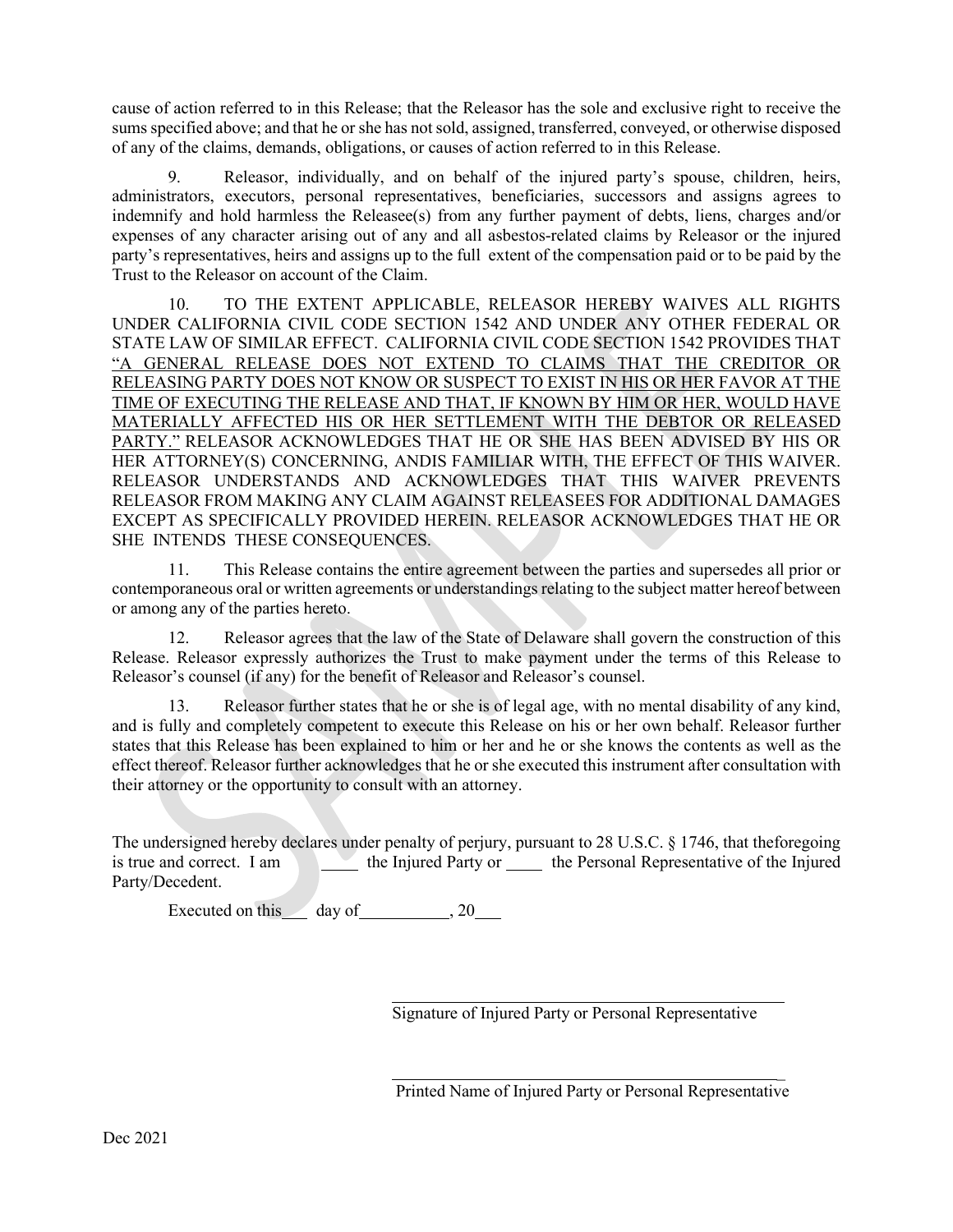cause of action referred to in this Release; that the Releasor has the sole and exclusive right to receive the sums specified above; and that he or she has not sold, assigned, transferred, conveyed, or otherwise disposed of any of the claims, demands, obligations, or causes of action referred to in this Release.

9. Releasor, individually, and on behalf of the injured party's spouse, children, heirs, administrators, executors, personal representatives, beneficiaries, successors and assigns agrees to indemnify and hold harmless the Releasee(s) from any further payment of debts, liens, charges and/or expenses of any character arising out of any and all asbestos-related claims by Releasor or the injured party's representatives, heirs and assigns up to the full extent of the compensation paid or to be paid by the Trust to the Releasor on account of the Claim.

10. TO THE EXTENT APPLICABLE, RELEASOR HEREBY WAIVES ALL RIGHTS UNDER CALIFORNIA CIVIL CODE SECTION 1542 AND UNDER ANY OTHER FEDERAL OR STATE LAW OF SIMILAR EFFECT. CALIFORNIA CIVIL CODE SECTION 1542 PROVIDES THAT <u>"A GENERAL RELEASE DOES NOT EXTEND TO CLAIMS THAT THE CREDITOR OR RELEASING PARTY DOES NOT KNOW OR SUSPECT TO EXIST IN HIS OR HER FAVOR AT THE TIME OF EXECUTING THE RELEASE AND THAT, IF KNOWN BY HIM OR HER, WOULD HAVE MATERIALLY AFFECTED HIS OR HER SETTLEMENT WITH THE DEBTOR OR RELEASED PARTY."</u> RELEASOR ACKNOWLEDGES THAT HE OR SHE HAS BEEN ADVISED BY HIS OR HER ATTORNEY(S) CONCERNING, ANDIS FAMILIAR WITH, THE EFFECT OF THIS WAIVER. RELEASOR UNDERSTANDS AND ACKNOWLEDGES THAT THIS WAIVER PREVENTS RELEASOR FROM MAKING ANY CLAIM AGAINST RELEASEES FOR ADDITIONAL DAMAGES EXCEPT AS SPECIFICALLY PROVIDED HEREIN. RELEASOR ACKNOWLEDGES THAT HE OR SHE INTENDS THESE CONSEQUENCES.

11. This Release contains the entire agreement between the parties and supersedes all prior or contemporaneous oral or written agreements or understandings relating to the subject matter hereof between or among any of the parties hereto.

12. Releasor agrees that the law of the State of Delaware shall govern the construction of this Release. Releasor expressly authorizes the Trust to make payment under the terms of this Release to Releasor's counsel (if any) for the benefit of Releasor and Releasor's counsel.

13. Releasor further states that he or she is of legal age, with no mental disability of any kind, and is fully and completely competent to execute this Release on his or her own behalf. Releasor further states that this Release has been explained to him or her and he or she knows the contents as well as the effect thereof. Releasor further acknowledges that he or she executed this instrument after consultation with their attorney or the opportunity to consult with an attorney.

The undersigned hereby declares under penalty of perjury, pursuant to 28 U.S.C. § 1746, that theforegoing is true and correct. I am ____ the Injured Party or ____ the Personal Representative of the Injured Party/Decedent.

Executed on this ___ day of __________, 20___

______________________________________________
Signature of Injured Party or Personal Representative

______________________________________________
Printed Name of Injured Party or Personal Representative

Dec 2021